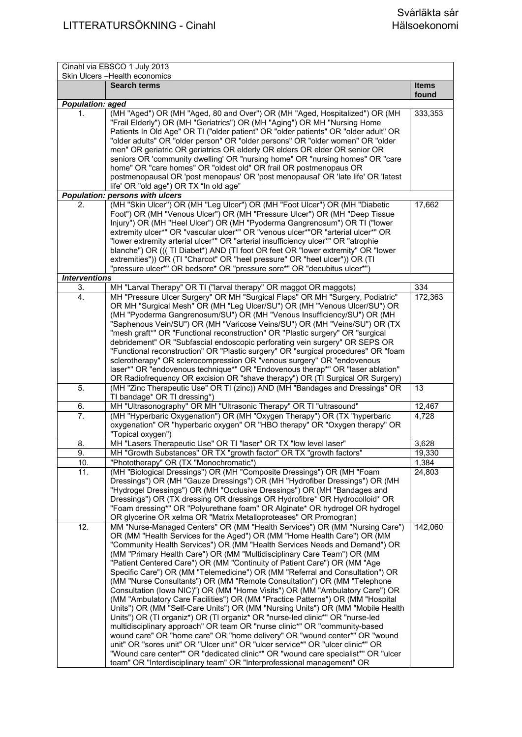# LITTERATURSÖKNING - Cinahl

Svårläkta sår
Hälsoekonomi

| Cinahl via EBSCO 1 July 2013<br>Skin Ulcers –Health economics | | |
|---|---|---|
| | **Search terms** | **Items found** |
| ***Population: aged*** | | |
| 1. | (MH "Aged") OR (MH "Aged, 80 and Over") OR (MH "Aged, Hospitalized") OR (MH "Frail Elderly") OR (MH "Geriatrics") OR (MH "Aging") OR MH "Nursing Home Patients In Old Age" OR TI ("older patient" OR "older patients" OR "older adult" OR "older adults" OR "older person" OR "older persons" OR "older women" OR "older men" OR geriatric OR geriatrics OR elderly OR elders OR elder OR senior OR seniors OR 'community dwelling' OR "nursing home" OR "nursing homes" OR "care home" OR "care homes" OR "oldest old" OR frail OR postmenopaus OR postmenopausal OR 'post menopaus' OR 'post menopausal' OR 'late life' OR 'latest life' OR "old age") OR TX "In old age" | 333,353 |
| ***Population: persons with ulcers*** | | |
| 2. | (MH "Skin Ulcer") OR (MH "Leg Ulcer") OR (MH "Foot Ulcer") OR (MH "Diabetic Foot") OR (MH "Venous Ulcer") OR (MH "Pressure Ulcer") OR (MH "Deep Tissue Injury") OR (MH "Heel Ulcer") OR (MH "Pyoderma Gangrenosum") OR TI ("lower extremity ulcer*" OR "vascular ulcer*" OR "venous ulcer*"OR "arterial ulcer*" OR "lower extremity arterial ulcer*" OR "arterial insufficiency ulcer*" OR "atrophie blanche") OR ((( TI Diabet*) AND (TI foot OR feet OR "lower extremity" OR "lower extremities")) OR (TI "Charcot" OR "heel pressure" OR "heel ulcer")) OR (TI "pressure ulcer*" OR bedsore* OR "pressure sore*" OR "decubitus ulcer*") | 17,662 |
| ***Interventions*** | | |
| 3. | MH "Larval Therapy" OR TI ("larval therapy" OR maggot OR maggots) | 334 |
| 4. | MH "Pressure Ulcer Surgery" OR MH "Surgical Flaps" OR MH "Surgery, Podiatric" OR MH "Surgical Mesh" OR (MH "Leg Ulcer/SU") OR (MH "Venous Ulcer/SU") OR (MH "Pyoderma Gangrenosum/SU") OR (MH "Venous Insufficiency/SU") OR (MH "Saphenous Vein/SU") OR (MH "Varicose Veins/SU") OR (MH "Veins/SU") OR (TX "mesh graft*" OR "Functional reconstruction" OR "Plastic surgery" OR "surgical debridement" OR "Subfascial endoscopic perforating vein surgery" OR SEPS OR "Functional reconstruction" OR "Plastic surgery" OR "surgical procedures" OR "foam sclerotherapy" OR sclerocompression OR "venous surgery" OR "endovenous laser*" OR "endovenous technique*" OR "Endovenous therap*" OR "laser ablation" OR Radiofrequency OR excision OR "shave therapy") OR (TI Surgical OR Surgery) | 172,363 |
| 5. | (MH "Zinc Therapeutic Use" OR TI (zinc)) AND (MH "Bandages and Dressings" OR TI bandage* OR TI dressing*) | 13 |
| 6. | MH "Ultrasonography" OR MH "Ultrasonic Therapy" OR TI "ultrasound" | 12,467 |
| 7. | (MH "Hyperbaric Oxygenation") OR (MH "Oxygen Therapy") OR (TX "hyperbaric oxygenation" OR "hyperbaric oxygen" OR "HBO therapy" OR "Oxygen therapy" OR "Topical oxygen") | 4,728 |
| 8. | MH "Lasers Therapeutic Use" OR TI "laser" OR TX "low level laser" | 3,628 |
| 9. | MH "Growth Substances" OR TX "growth factor" OR TX "growth factors" | 19,330 |
| 10. | "Phototherapy" OR (TX "Monochromatic") | 1,384 |
| 11. | (MH "Biological Dressings") OR (MH "Composite Dressings") OR (MH "Foam Dressings") OR (MH "Gauze Dressings") OR (MH "Hydrofiber Dressings") OR (MH "Hydrogel Dressings") OR (MH "Occlusive Dressings") OR (MH "Bandages and Dressings") OR (TX dressing OR dressings OR Hydrofibre* OR Hydrocolloid* OR "Foam dressing*" OR "Polyurethane foam" OR Alginate* OR hydrogel OR hydrogel OR glycerine OR xelma OR "Matrix Metalloproteases" OR Promogran) | 24,803 |
| 12. | MM "Nurse-Managed Centers" OR (MM "Health Services") OR (MM "Nursing Care") OR (MM "Health Services for the Aged") OR (MM "Home Health Care") OR (MM "Community Health Services") OR (MM "Health Services Needs and Demand") OR (MM "Primary Health Care") OR (MM "Multidisciplinary Care Team") OR (MM "Patient Centered Care") OR (MM "Continuity of Patient Care") OR (MM "Age Specific Care") OR (MM "Telemedicine") OR (MM "Referral and Consultation") OR (MM "Nurse Consultants") OR (MM "Remote Consultation") OR (MM "Telephone Consultation (Iowa NIC)") OR (MM "Home Visits") OR (MM "Ambulatory Care") OR (MM "Ambulatory Care Facilities") OR (MM "Practice Patterns") OR (MM "Hospital Units") OR (MM "Self-Care Units") OR (MM "Nursing Units") OR (MM "Mobile Health Units") OR (TI organiz*) OR (TI organiz* OR "nurse-led clinic*" OR "nurse-led multidisciplinary approach" OR team OR "nurse clinic*" OR "community-based wound care" OR "home care" OR "home delivery" OR "wound center*" OR "wound unit" OR "sores unit" OR "Ulcer unit" OR "ulcer service*" OR "ulcer clinic*" OR "Wound care center*" OR "dedicated clinic*" OR "wound care specialist*" OR "ulcer team" OR "Interdisciplinary team" OR "Interprofessional management" OR | 142,060 |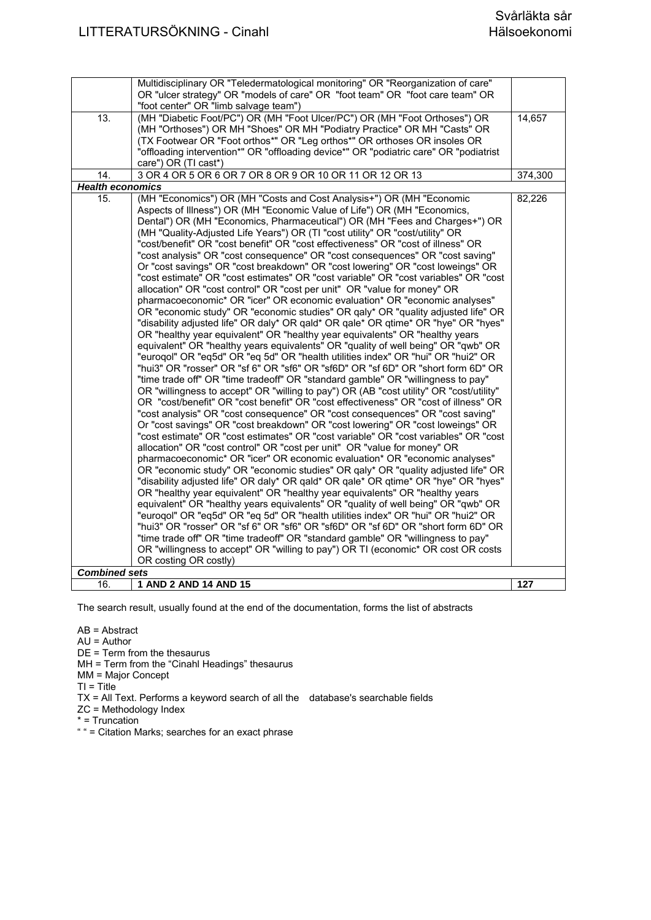| | | |
|---|---|---|
| | Multidisciplinary OR "Teledermatological monitoring" OR "Reorganization of care" OR "ulcer strategy" OR "models of care" OR "foot team" OR "foot care team" OR "foot center" OR "limb salvage team") | |
| 13. | (MH "Diabetic Foot/PC") OR (MH "Foot Ulcer/PC") OR (MH "Foot Orthoses") OR (MH "Orthoses") OR MH "Shoes" OR MH "Podiatry Practice" OR MH "Casts" OR (TX Footwear OR "Foot orthos*" OR "Leg orthos*" OR orthoses OR insoles OR "offloading intervention*" OR "offloading device*" OR "podiatric care" OR "podiatrist care") OR (TI cast*) | 14,657 |
| 14. | 3 OR 4 OR 5 OR 6 OR 7 OR 8 OR 9 OR 10 OR 11 OR 12 OR 13 | 374,300 |
| ***Health economics*** | | |
| 15. | (MH "Economics") OR (MH "Costs and Cost Analysis+") OR (MH "Economic Aspects of Illness") OR (MH "Economic Value of Life") OR (MH "Economics, Dental") OR (MH "Economics, Pharmaceutical") OR (MH "Fees and Charges+") OR (MH "Quality-Adjusted Life Years") OR (TI "cost utility" OR "cost/utility" OR "cost/benefit" OR "cost benefit" OR "cost effectiveness" OR "cost of illness" OR "cost analysis" OR "cost consequence" OR "cost consequences" OR "cost saving" Or "cost savings" OR "cost breakdown" OR "cost lowering" OR "cost loweings" OR "cost estimate" OR "cost estimates" OR "cost variable" OR "cost variables" OR "cost allocation" OR "cost control" OR "cost per unit" OR "value for money" OR pharmacoeconomic* OR "icer" OR economic evaluation* OR "economic analyses" OR "economic study" OR "economic studies" OR qaly* OR "quality adjusted life" OR "disability adjusted life" OR daly* OR qald* OR qale* OR qtime* OR "hye" OR "hyes" OR "healthy year equivalent" OR "healthy year equivalents" OR "healthy years equivalent" OR "healthy years equivalents" OR "quality of well being" OR "qwb" OR "euroqol" OR "eq5d" OR "eq 5d" OR "health utilities index" OR "hui" OR "hui2" OR "hui3" OR "rosser" OR "sf 6" OR "sf6" OR "sf6D" OR "sf 6D" OR "short form 6D" OR "time trade off" OR "time tradeoff" OR "standard gamble" OR "willingness to pay" OR "willingness to accept" OR "willing to pay") OR (AB "cost utility" OR "cost/utility" OR "cost/benefit" OR "cost benefit" OR "cost effectiveness" OR "cost of illness" OR "cost analysis" OR "cost consequence" OR "cost consequences" OR "cost saving" Or "cost savings" OR "cost breakdown" OR "cost lowering" OR "cost loweings" OR "cost estimate" OR "cost estimates" OR "cost variable" OR "cost variables" OR "cost allocation" OR "cost control" OR "cost per unit" OR "value for money" OR pharmacoeconomic* OR "icer" OR economic evaluation* OR "economic analyses" OR "economic study" OR "economic studies" OR qaly* OR "quality adjusted life" OR "disability adjusted life" OR daly* OR qald* OR qale* OR qtime* OR "hye" OR "hyes" OR "healthy year equivalent" OR "healthy year equivalents" OR "healthy years equivalent" OR "healthy years equivalents" OR "quality of well being" OR "qwb" OR "euroqol" OR "eq5d" OR "eq 5d" OR "health utilities index" OR "hui" OR "hui2" OR "hui3" OR "rosser" OR "sf 6" OR "sf6" OR "sf6D" OR "sf 6D" OR "short form 6D" OR "time trade off" OR "time tradeoff" OR "standard gamble" OR "willingness to pay" OR "willingness to accept" OR "willing to pay") OR TI (economic* OR cost OR costs OR costing OR costly) | 82,226 |
| ***Combined sets*** | | |
| 16. | **1 AND 2 AND 14 AND 15** | **127** |

The search result, usually found at the end of the documentation, forms the list of abstracts

AB = Abstract
AU = Author
DE = Term from the thesaurus
MH = Term from the "Cinahl Headings" thesaurus
MM = Major Concept
TI = Title
TX = All Text. Performs a keyword search of all the database's searchable fields
ZC = Methodology Index
* = Truncation
" " = Citation Marks; searches for an exact phrase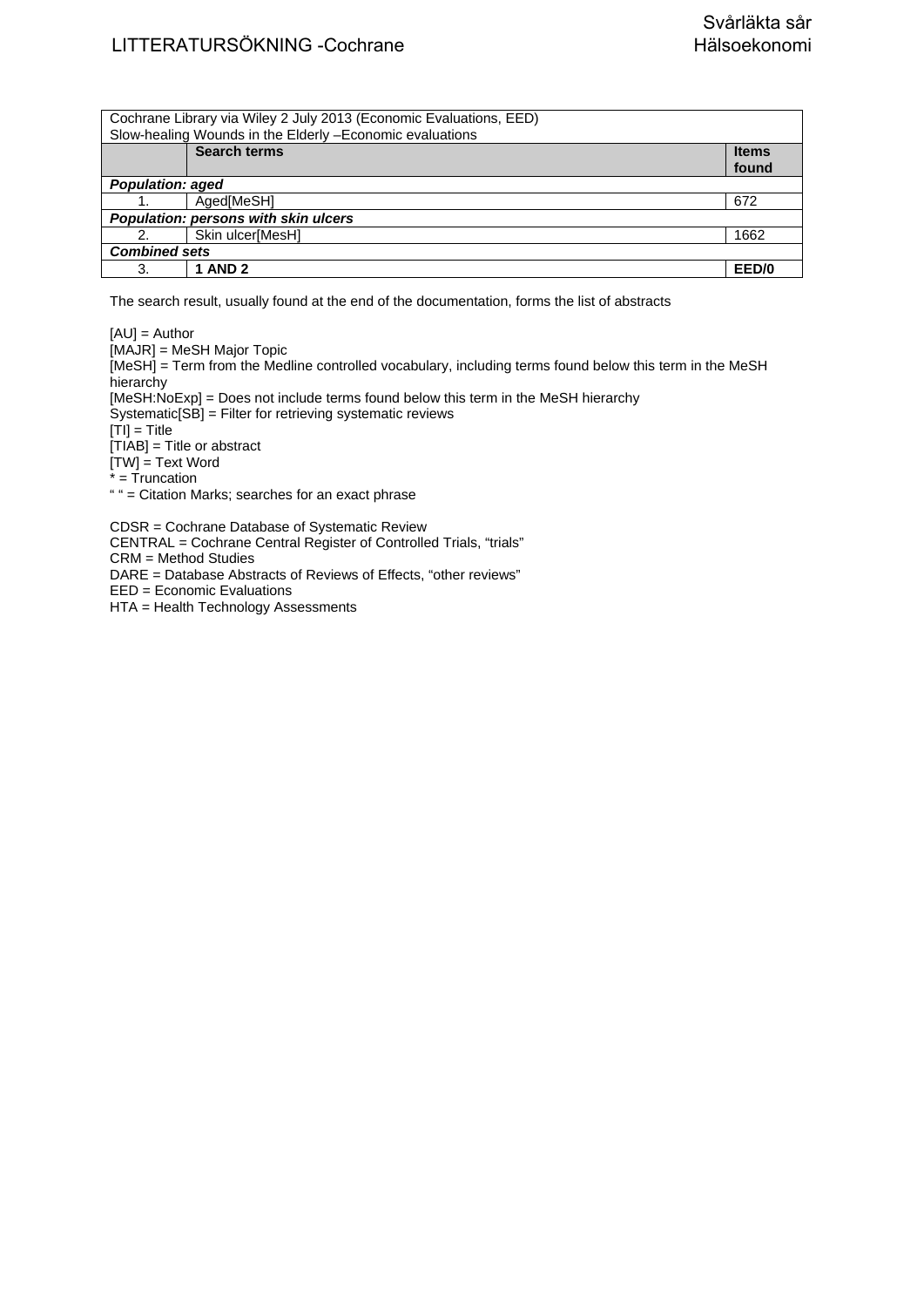| Cochrane Library via Wiley 2 July 2013 (Economic Evaluations, EED) Slow-healing Wounds in the Elderly –Economic evaluations | | |
|---|---|---|
| | **Search terms** | **Items found** |
| ***Population: aged*** | | |
| 1. | Aged[MeSH] | 672 |
| ***Population: persons with skin ulcers*** | | |
| 2. | Skin ulcer[MesH] | 1662 |
| ***Combined sets*** | | |
| 3. | **1 AND 2** | **EED/0** |

The search result, usually found at the end of the documentation, forms the list of abstracts

[AU] = Author
[MAJR] = MeSH Major Topic
[MeSH] = Term from the Medline controlled vocabulary, including terms found below this term in the MeSH hierarchy
[MeSH:NoExp] = Does not include terms found below this term in the MeSH hierarchy
Systematic[SB] = Filter for retrieving systematic reviews
[TI] = Title
[TIAB] = Title or abstract
[TW] = Text Word
* = Truncation
" " = Citation Marks; searches for an exact phrase

CDSR = Cochrane Database of Systematic Review
CENTRAL = Cochrane Central Register of Controlled Trials, "trials"
CRM = Method Studies
DARE = Database Abstracts of Reviews of Effects, "other reviews"
EED = Economic Evaluations
HTA = Health Technology Assessments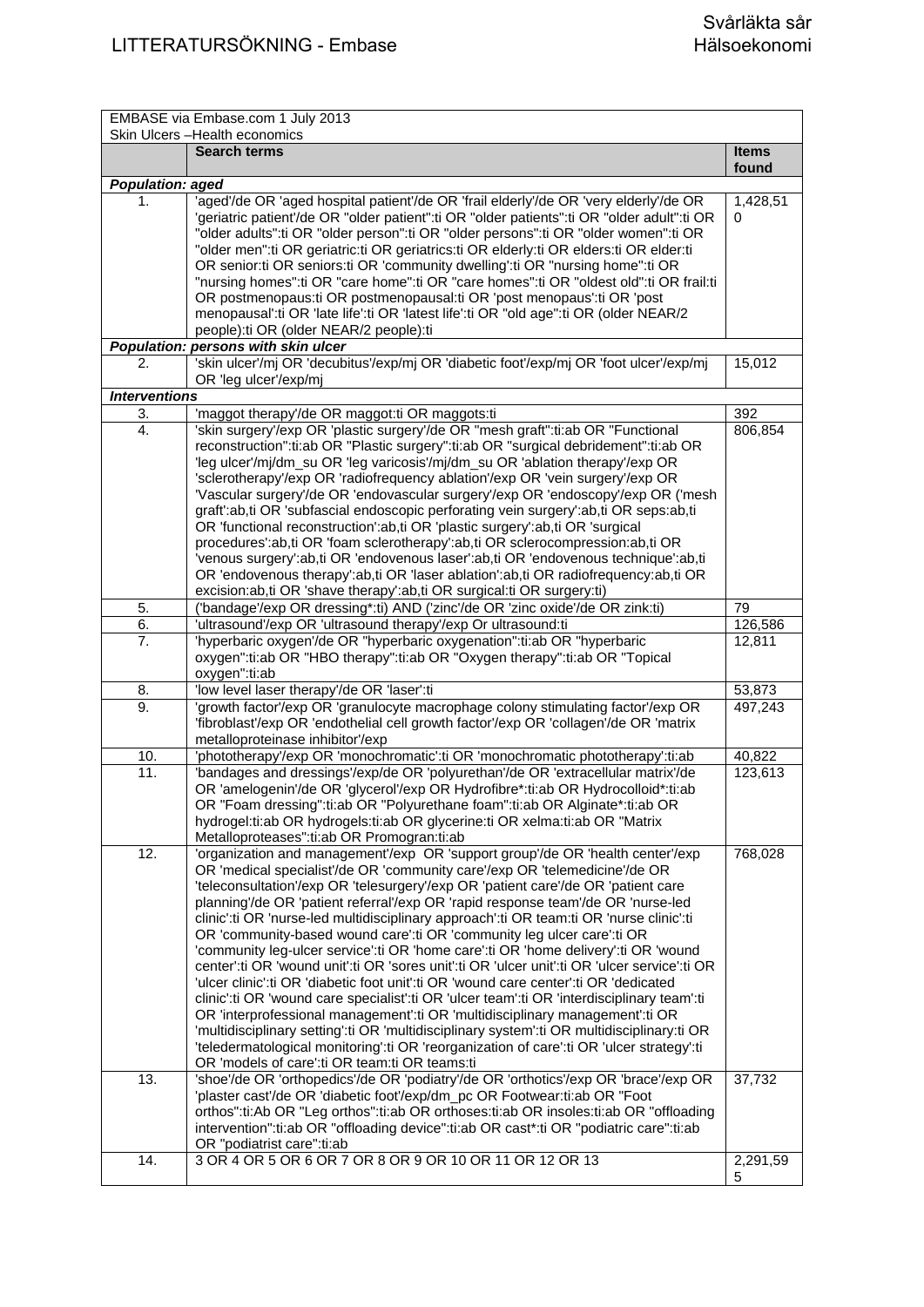| EMBASE via Embase.com 1 July 2013<br>Skin Ulcers –Health economics | | |
|---|---|---|
| | **Search terms** | **Items found** |
| ***Population: aged*** | | |
| 1. | 'aged'/de OR 'aged hospital patient'/de OR 'frail elderly'/de OR 'very elderly'/de OR 'geriatric patient'/de OR "older patient":ti OR "older patients":ti OR "older adult":ti OR "older adults":ti OR "older person":ti OR "older persons":ti OR "older women":ti OR "older men":ti OR geriatric:ti OR geriatrics:ti OR elderly:ti OR elders:ti OR elder:ti OR senior:ti OR seniors:ti OR 'community dwelling':ti OR "nursing home":ti OR "nursing homes":ti OR "care home":ti OR "care homes":ti OR "oldest old":ti OR frail:ti OR postmenopaus:ti OR postmenopausal:ti OR 'post menopaus':ti OR 'post menopausal':ti OR 'late life':ti OR 'latest life':ti OR "old age":ti OR (older NEAR/2 people):ti OR (older NEAR/2 people):ti | 1,428,510 |
| ***Population: persons with skin ulcer*** | | |
| 2. | 'skin ulcer'/mj OR 'decubitus'/exp/mj OR 'diabetic foot'/exp/mj OR 'foot ulcer'/exp/mj OR 'leg ulcer'/exp/mj | 15,012 |
| ***Interventions*** | | |
| 3. | 'maggot therapy'/de OR maggot:ti OR maggots:ti | 392 |
| 4. | 'skin surgery'/exp OR 'plastic surgery'/de OR "mesh graft":ti:ab OR "Functional reconstruction":ti:ab OR "Plastic surgery":ti:ab OR "surgical debridement":ti:ab OR 'leg ulcer'/mj/dm_su OR 'leg varicosis'/mj/dm_su OR 'ablation therapy'/exp OR 'sclerotherapy'/exp OR 'radiofrequency ablation'/exp OR 'vein surgery'/exp OR 'Vascular surgery'/de OR 'endovascular surgery'/exp OR 'endoscopy'/exp OR ('mesh graft':ab,ti OR 'subfascial endoscopic perforating vein surgery':ab,ti OR seps:ab,ti OR 'functional reconstruction':ab,ti OR 'plastic surgery':ab,ti OR 'surgical procedures':ab,ti OR 'foam sclerotherapy':ab,ti OR sclerocompression:ab,ti OR 'venous surgery':ab,ti OR 'endovenous laser':ab,ti OR 'endovenous technique':ab,ti OR 'endovenous therapy':ab,ti OR 'laser ablation':ab,ti OR radiofrequency:ab,ti OR excision:ab,ti OR 'shave therapy':ab,ti OR surgical:ti OR surgery:ti) | 806,854 |
| 5. | ('bandage'/exp OR dressing*:ti) AND ('zinc'/de OR 'zinc oxide'/de OR zink:ti) | 79 |
| 6. | 'ultrasound'/exp OR 'ultrasound therapy'/exp Or ultrasound:ti | 126,586 |
| 7. | 'hyperbaric oxygen'/de OR "hyperbaric oxygenation":ti:ab OR "hyperbaric oxygen":ti:ab OR "HBO therapy":ti:ab OR "Oxygen therapy":ti:ab OR "Topical oxygen":ti:ab | 12,811 |
| 8. | 'low level laser therapy'/de OR 'laser':ti | 53,873 |
| 9. | 'growth factor'/exp OR 'granulocyte macrophage colony stimulating factor'/exp OR 'fibroblast'/exp OR 'endothelial cell growth factor'/exp OR 'collagen'/de OR 'matrix metalloproteinase inhibitor'/exp | 497,243 |
| 10. | 'phototherapy'/exp OR 'monochromatic':ti OR 'monochromatic phototherapy':ti:ab | 40,822 |
| 11. | 'bandages and dressings'/exp/de OR 'polyurethan'/de OR 'extracellular matrix'/de OR 'amelogenin'/de OR 'glycerol'/exp OR Hydrofibre*:ti:ab OR Hydrocolloid*:ti:ab OR "Foam dressing":ti:ab OR "Polyurethane foam":ti:ab OR Alginate*:ti:ab OR hydrogel:ti:ab OR hydrogels:ti:ab OR glycerine:ti OR xelma:ti:ab OR "Matrix Metalloproteases":ti:ab OR Promogran:ti:ab | 123,613 |
| 12. | 'organization and management'/exp OR 'support group'/de OR 'health center'/exp OR 'medical specialist'/de OR 'community care'/exp OR 'telemedicine'/de OR 'teleconsultation'/exp OR 'telesurgery'/exp OR 'patient care'/de OR 'patient care planning'/de OR 'patient referral'/exp OR 'rapid response team'/de OR 'nurse-led clinic':ti OR 'nurse-led multidisciplinary approach':ti OR team:ti OR 'nurse clinic':ti OR 'community-based wound care':ti OR 'community leg ulcer care':ti OR 'community leg-ulcer service':ti OR 'home care':ti OR 'home delivery':ti OR 'wound center':ti OR 'wound unit':ti OR 'sores unit':ti OR 'ulcer unit':ti OR 'ulcer service':ti OR 'ulcer clinic':ti OR 'diabetic foot unit':ti OR 'wound care center':ti OR 'dedicated clinic':ti OR 'wound care specialist':ti OR 'ulcer team':ti OR 'interdisciplinary team':ti OR 'interprofessional management':ti OR 'multidisciplinary management':ti OR 'multidisciplinary setting':ti OR 'multidisciplinary system':ti OR multidisciplinary:ti OR 'teledermatological monitoring':ti OR 'reorganization of care':ti OR 'ulcer strategy':ti OR 'models of care':ti OR team:ti OR teams:ti | 768,028 |
| 13. | 'shoe'/de OR 'orthopedics'/de OR 'podiatry'/de OR 'orthotics'/exp OR 'brace'/exp OR 'plaster cast'/de OR 'diabetic foot'/exp/dm_pc OR Footwear:ti:ab OR "Foot orthos":ti:Ab OR "Leg orthos":ti:ab OR orthoses:ti:ab OR insoles:ti:ab OR "offloading intervention":ti:ab OR "offloading device":ti:ab OR cast*:ti OR "podiatric care":ti:ab OR "podiatrist care":ti:ab | 37,732 |
| 14. | 3 OR 4 OR 5 OR 6 OR 7 OR 8 OR 9 OR 10 OR 11 OR 12 OR 13 | 2,291,595 |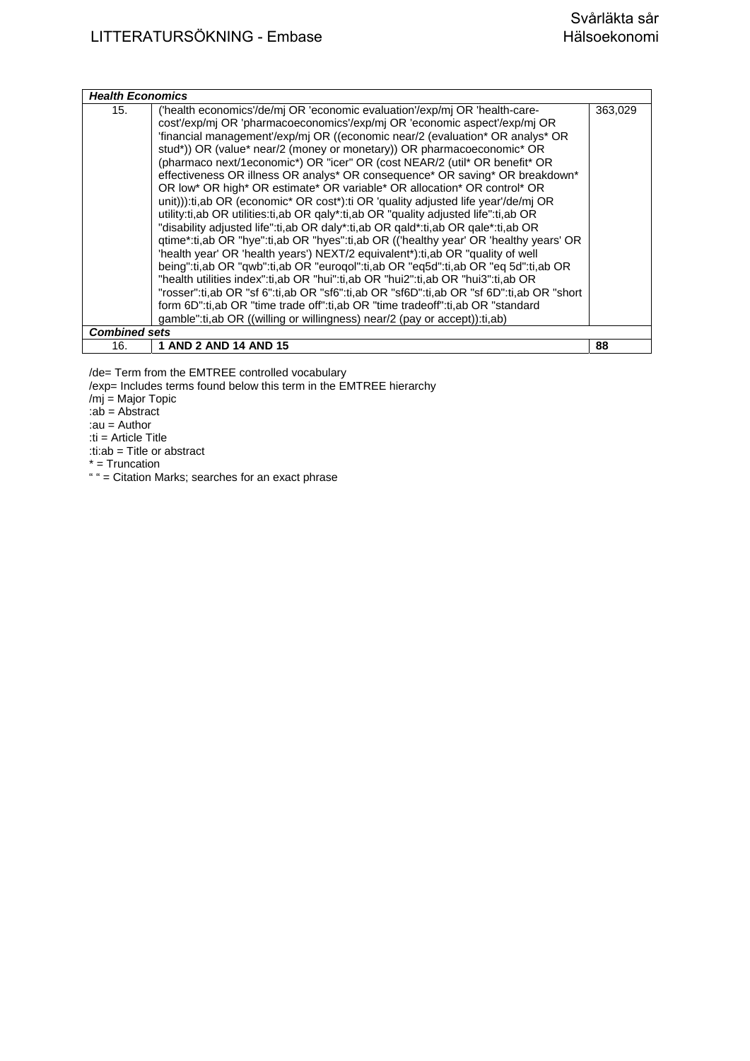| *Health Economics* | | |
|---|---|---|
| 15. | ('health economics'/de/mj OR 'economic evaluation'/exp/mj OR 'health-care-cost'/exp/mj OR 'pharmacoeconomics'/exp/mj OR 'economic aspect'/exp/mj OR 'financial management'/exp/mj OR ((economic near/2 (evaluation* OR analys* OR stud*)) OR (value* near/2 (money or monetary)) OR pharmacoeconomic* OR (pharmaco next/1economic*) OR "icer" OR (cost NEAR/2 (util* OR benefit* OR effectiveness OR illness OR analys* OR consequence* OR saving* OR breakdown* OR low* OR high* OR estimate* OR variable* OR allocation* OR control* OR unit))):ti,ab OR (economic* OR cost*):ti OR 'quality adjusted life year'/de/mj OR utility:ti,ab OR utilities:ti,ab OR qaly*:ti,ab OR "quality adjusted life":ti,ab OR "disability adjusted life":ti,ab OR daly*:ti,ab OR qald*:ti,ab OR qale*:ti,ab OR qtime*:ti,ab OR "hye":ti,ab OR "hyes":ti,ab OR (('healthy year' OR 'healthy years' OR 'health year' OR 'health years') NEXT/2 equivalent*):ti,ab OR "quality of well being":ti,ab OR "qwb":ti,ab OR "euroqol":ti,ab OR "eq5d":ti,ab OR "eq 5d":ti,ab OR "health utilities index":ti,ab OR "hui":ti,ab OR "hui2":ti,ab OR "hui3":ti,ab OR "rosser":ti,ab OR "sf 6":ti,ab OR "sf6":ti,ab OR "sf6D":ti,ab OR "sf 6D":ti,ab OR "short form 6D":ti,ab OR "time trade off":ti,ab OR "time tradeoff":ti,ab OR "standard gamble":ti,ab OR ((willing or willingness) near/2 (pay or accept)):ti,ab) | 363,029 |
| ***Combined sets*** | | |
| 16. | **1 AND 2 AND 14 AND 15** | **88** |

/de= Term from the EMTREE controlled vocabulary
/exp= Includes terms found below this term in the EMTREE hierarchy
/mj = Major Topic
:ab = Abstract
:au = Author
:ti = Article Title
:ti:ab = Title or abstract
* = Truncation
" " = Citation Marks; searches for an exact phrase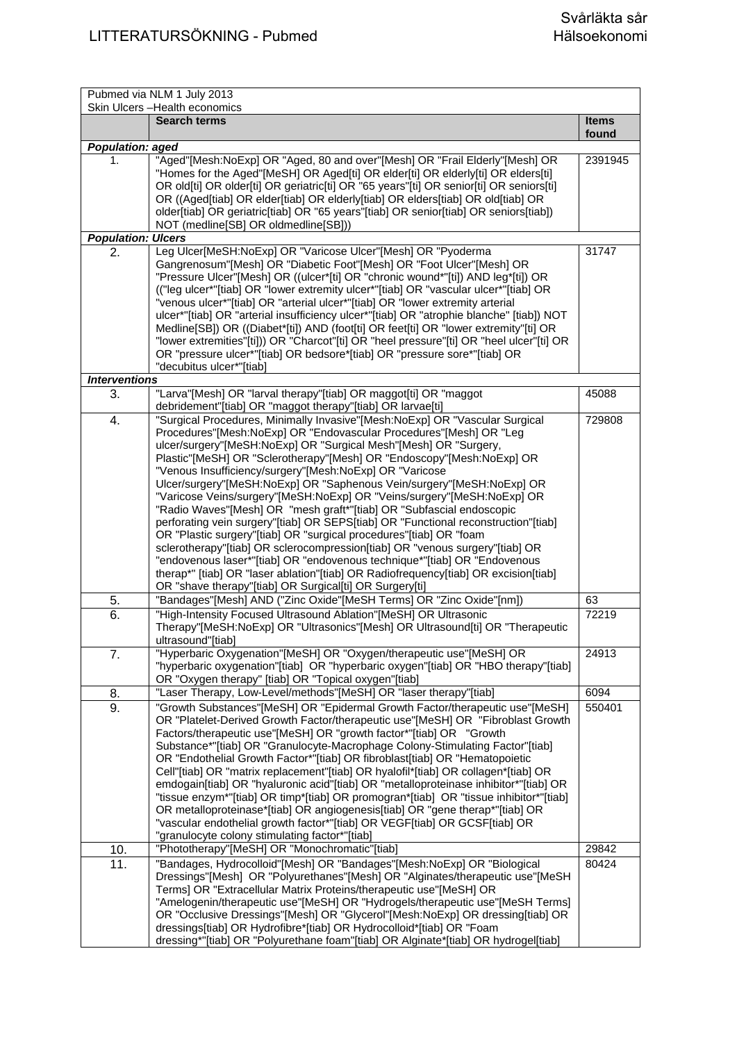# LITTERATURSÖKNING - Pubmed

Svårläkta sår
Hälsoekonomi

| Pubmed via NLM 1 July 2013<br>Skin Ulcers –Health economics | | |
|---|---|---|
| | **Search terms** | **Items found** |
| ***Population: aged*** | | |
| 1. | "Aged"[Mesh:NoExp] OR "Aged, 80 and over"[Mesh] OR "Frail Elderly"[Mesh] OR "Homes for the Aged"[MeSH] OR Aged[ti] OR elder[ti] OR elderly[ti] OR elders[ti] OR old[ti] OR older[ti] OR geriatric[ti] OR "65 years"[ti] OR senior[ti] OR seniors[ti] OR ((Aged[tiab] OR elder[tiab] OR elderly[tiab] OR elders[tiab] OR old[tiab] OR older[tiab] OR geriatric[tiab] OR "65 years"[tiab] OR senior[tiab] OR seniors[tiab]) NOT (medline[SB] OR oldmedline[SB])) | 2391945 |
| ***Population: Ulcers*** | | |
| 2. | Leg Ulcer[MeSH:NoExp] OR "Varicose Ulcer"[Mesh] OR "Pyoderma Gangrenosum"[Mesh] OR "Diabetic Foot"[Mesh] OR "Foot Ulcer"[Mesh] OR "Pressure Ulcer"[Mesh] OR ((ulcer*[ti] OR "chronic wound*"[ti]) AND leg*[ti]) OR (("leg ulcer*"[tiab] OR "lower extremity ulcer*"[tiab] OR "vascular ulcer*"[tiab] OR "venous ulcer*"[tiab] OR "arterial ulcer*"[tiab] OR "lower extremity arterial ulcer*"[tiab] OR "arterial insufficiency ulcer*"[tiab] OR "atrophie blanche" [tiab]) NOT Medline[SB]) OR ((Diabet*[ti]) AND (foot[ti] OR feet[ti] OR "lower extremity"[ti] OR "lower extremities"[ti])) OR "Charcot"[ti] OR "heel pressure"[ti] OR "heel ulcer"[ti] OR OR "pressure ulcer*"[tiab] OR bedsore*[tiab] OR "pressure sore*"[tiab] OR "decubitus ulcer*"[tiab] | 31747 |
| ***Interventions*** | | |
| 3. | "Larva"[Mesh] OR "larval therapy"[tiab] OR maggot[ti] OR "maggot debridement"[tiab] OR "maggot therapy"[tiab] OR larvae[ti] | 45088 |
| 4. | "Surgical Procedures, Minimally Invasive"[Mesh:NoExp] OR "Vascular Surgical Procedures"[Mesh:NoExp] OR "Endovascular Procedures"[Mesh] OR "Leg ulcer/surgery"[MeSH:NoExp] OR "Surgical Mesh"[Mesh] OR "Surgery, Plastic"[MeSH] OR "Sclerotherapy"[Mesh] OR "Endoscopy"[Mesh:NoExp] OR "Venous Insufficiency/surgery"[Mesh:NoExp] OR "Varicose Ulcer/surgery"[MeSH:NoExp] OR "Saphenous Vein/surgery"[MeSH:NoExp] OR "Varicose Veins/surgery"[MeSH:NoExp] OR "Veins/surgery"[MeSH:NoExp] OR "Radio Waves"[Mesh] OR "mesh graft*"[tiab] OR "Subfascial endoscopic perforating vein surgery"[tiab] OR SEPS[tiab] OR "Functional reconstruction"[tiab] OR "Plastic surgery"[tiab] OR "surgical procedures"[tiab] OR "foam sclerotherapy"[tiab] OR sclerocompression[tiab] OR "venous surgery"[tiab] OR "endovenous laser*"[tiab] OR "endovenous technique*"[tiab] OR "Endovenous therap*" [tiab] OR "laser ablation"[tiab] OR Radiofrequency[tiab] OR excision[tiab] OR "shave therapy"[tiab] OR Surgical[ti] OR Surgery[ti] | 729808 |
| 5. | "Bandages"[Mesh] AND ("Zinc Oxide"[MeSH Terms] OR "Zinc Oxide"[nm]) | 63 |
| 6. | "High-Intensity Focused Ultrasound Ablation"[MeSH] OR Ultrasonic Therapy"[MeSH:NoExp] OR "Ultrasonics"[Mesh] OR Ultrasound[ti] OR "Therapeutic ultrasound"[tiab] | 72219 |
| 7. | "Hyperbaric Oxygenation"[MeSH] OR "Oxygen/therapeutic use"[MeSH] OR "hyperbaric oxygenation"[tiab] OR "hyperbaric oxygen"[tiab] OR "HBO therapy"[tiab] OR "Oxygen therapy" [tiab] OR "Topical oxygen"[tiab] | 24913 |
| 8. | "Laser Therapy, Low-Level/methods"[MeSH] OR "laser therapy"[tiab] | 6094 |
| 9. | "Growth Substances"[MeSH] OR "Epidermal Growth Factor/therapeutic use"[MeSH] OR "Platelet-Derived Growth Factor/therapeutic use"[MeSH] OR "Fibroblast Growth Factors/therapeutic use"[MeSH] OR "growth factor*"[tiab] OR "Growth Substance*"[tiab] OR "Granulocyte-Macrophage Colony-Stimulating Factor"[tiab] OR "Endothelial Growth Factor*"[tiab] OR fibroblast[tiab] OR "Hematopoietic Cell"[tiab] OR "matrix replacement"[tiab] OR hyalofil*[tiab] OR collagen*[tiab] OR emdogain[tiab] OR "hyaluronic acid"[tiab] OR "metalloproteinase inhibitor*"[tiab] OR "tissue enzym*"[tiab] OR timp*[tiab] OR promogran*[tiab] OR "tissue inhibitor*"[tiab] OR metalloproteinase*[tiab] OR angiogenesis[tiab] OR "gene therap*"[tiab] OR "vascular endothelial growth factor*"[tiab] OR VEGF[tiab] OR GCSF[tiab] OR "granulocyte colony stimulating factor*"[tiab] | 550401 |
| 10. | "Phototherapy"[MeSH] OR "Monochromatic"[tiab] | 29842 |
| 11. | "Bandages, Hydrocolloid"[Mesh] OR "Bandages"[Mesh:NoExp] OR "Biological Dressings"[Mesh] OR "Polyurethanes"[Mesh] OR "Alginates/therapeutic use"[MeSH Terms] OR "Extracellular Matrix Proteins/therapeutic use"[MeSH] OR "Amelogenin/therapeutic use"[MeSH] OR "Hydrogels/therapeutic use"[MeSH Terms] OR "Occlusive Dressings"[Mesh] OR "Glycerol"[Mesh:NoExp] OR dressing[tiab] OR dressings[tiab] OR Hydrofibre*[tiab] OR Hydrocolloid*[tiab] OR "Foam dressing*"[tiab] OR "Polyurethane foam"[tiab] OR Alginate*[tiab] OR hydrogel[tiab] | 80424 |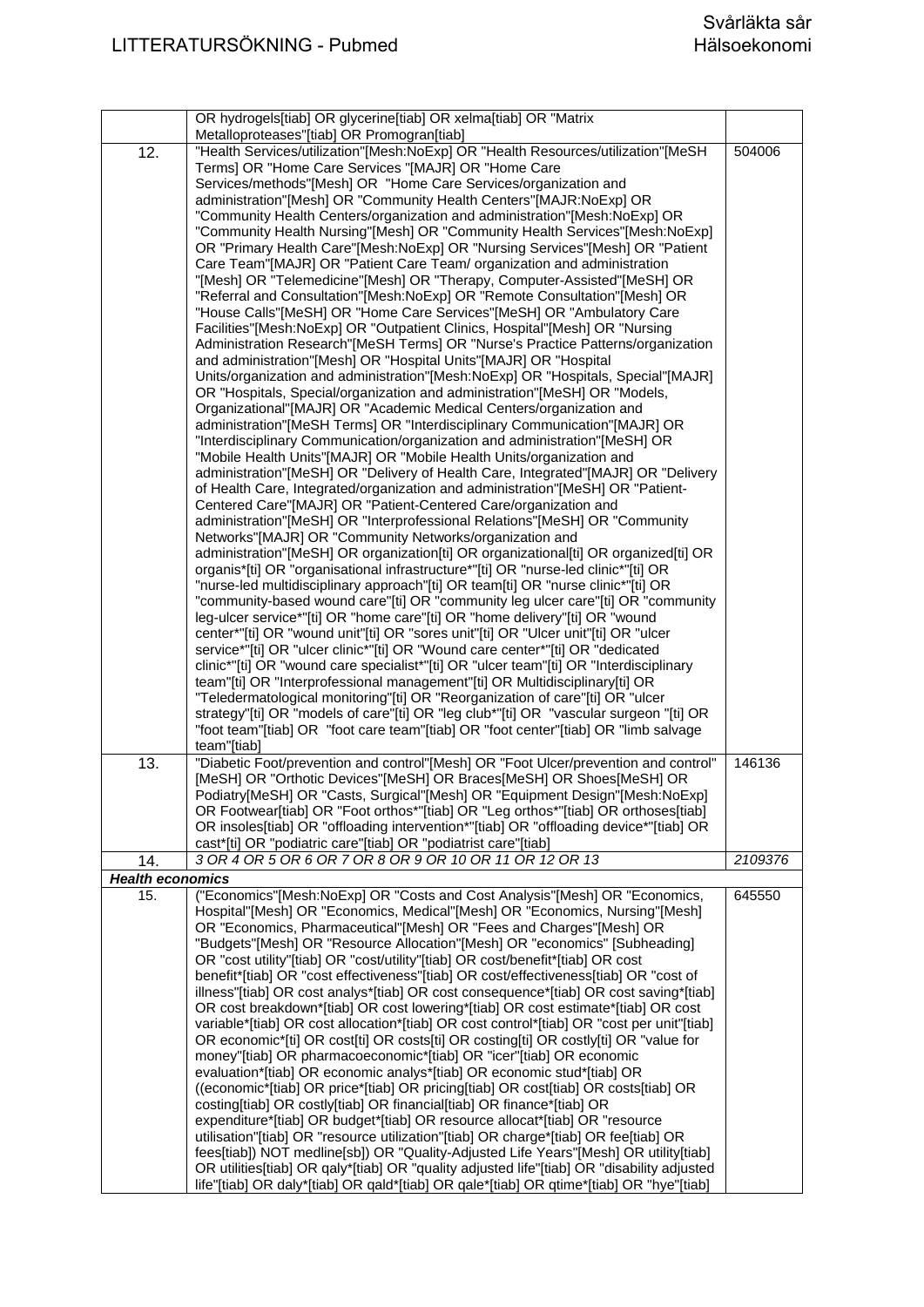| | | |
|---|---|---|
| | OR hydrogels[tiab] OR glycerine[tiab] OR xelma[tiab] OR "Matrix Metalloproteases"[tiab] OR Promogran[tiab] | |
| 12. | "Health Services/utilization"[Mesh:NoExp] OR "Health Resources/utilization"[MeSH Terms] OR "Home Care Services "[MAJR] OR "Home Care Services/methods"[Mesh] OR "Home Care Services/organization and administration"[Mesh] OR "Community Health Centers"[MAJR:NoExp] OR "Community Health Centers/organization and administration"[Mesh:NoExp] OR "Community Health Nursing"[Mesh] OR "Community Health Services"[Mesh:NoExp] OR "Primary Health Care"[Mesh:NoExp] OR "Nursing Services"[Mesh] OR "Patient Care Team"[MAJR] OR "Patient Care Team/ organization and administration "[Mesh] OR "Telemedicine"[Mesh] OR "Therapy, Computer-Assisted"[MeSH] OR "Referral and Consultation"[Mesh:NoExp] OR "Remote Consultation"[Mesh] OR "House Calls"[MeSH] OR "Home Care Services"[MeSH] OR "Ambulatory Care Facilities"[Mesh:NoExp] OR "Outpatient Clinics, Hospital"[Mesh] OR "Nursing Administration Research"[MeSH Terms] OR "Nurse's Practice Patterns/organization and administration"[Mesh] OR "Hospital Units"[MAJR] OR "Hospital Units/organization and administration"[Mesh:NoExp] OR "Hospitals, Special"[MAJR] OR "Hospitals, Special/organization and administration"[MeSH] OR "Models, Organizational"[MAJR] OR "Academic Medical Centers/organization and administration"[MeSH Terms] OR "Interdisciplinary Communication"[MAJR] OR "Interdisciplinary Communication/organization and administration"[MeSH] OR "Mobile Health Units"[MAJR] OR "Mobile Health Units/organization and administration"[MeSH] OR "Delivery of Health Care, Integrated"[MAJR] OR "Delivery of Health Care, Integrated/organization and administration"[MeSH] OR "Patient-Centered Care"[MAJR] OR "Patient-Centered Care/organization and administration"[MeSH] OR "Interprofessional Relations"[MeSH] OR "Community Networks"[MAJR] OR "Community Networks/organization and administration"[MeSH] OR organization[ti] OR organizational[ti] OR organized[ti] OR organis*[ti] OR "organisational infrastructure*"[ti] OR "nurse-led clinic*"[ti] OR "nurse-led multidisciplinary approach"[ti] OR team[ti] OR "nurse clinic*"[ti] OR "community-based wound care"[ti] OR "community leg ulcer care"[ti] OR "community leg-ulcer service*"[ti] OR "home care"[ti] OR "home delivery"[ti] OR "wound center*"[ti] OR "wound unit"[ti] OR "sores unit"[ti] OR "Ulcer unit"[ti] OR "ulcer service*"[ti] OR "ulcer clinic*"[ti] OR "Wound care center*"[ti] OR "dedicated clinic*"[ti] OR "wound care specialist*"[ti] OR "ulcer team"[ti] OR "Interdisciplinary team"[ti] OR "Interprofessional management"[ti] OR Multidisciplinary[ti] OR "Teledermatological monitoring"[ti] OR "Reorganization of care"[ti] OR "ulcer strategy"[ti] OR "models of care"[ti] OR "leg club*"[ti] OR "vascular surgeon "[ti] OR "foot team"[tiab] OR "foot care team"[tiab] OR "foot center"[tiab] OR "limb salvage team"[tiab] | 504006 |
| 13. | "Diabetic Foot/prevention and control"[Mesh] OR "Foot Ulcer/prevention and control" [MeSH] OR "Orthotic Devices"[MeSH] OR Braces[MeSH] OR Shoes[MeSH] OR Podiatry[MeSH] OR "Casts, Surgical"[Mesh] OR "Equipment Design"[Mesh:NoExp] OR Footwear[tiab] OR "Foot orthos*"[tiab] OR "Leg orthos*"[tiab] OR orthoses[tiab] OR insoles[tiab] OR "offloading intervention*"[tiab] OR "offloading device*"[tiab] OR cast*[ti] OR "podiatric care"[tiab] OR "podiatrist care"[tiab] | 146136 |
| 14. | *3 OR 4 OR 5 OR 6 OR 7 OR 8 OR 9 OR 10 OR 11 OR 12 OR 13* | *2109376* |
| ***Health economics*** | | |
| 15. | ("Economics"[Mesh:NoExp] OR "Costs and Cost Analysis"[Mesh] OR "Economics, Hospital"[Mesh] OR "Economics, Medical"[Mesh] OR "Economics, Nursing"[Mesh] OR "Economics, Pharmaceutical"[Mesh] OR "Fees and Charges"[Mesh] OR "Budgets"[Mesh] OR "Resource Allocation"[Mesh] OR "economics" [Subheading] OR "cost utility"[tiab] OR "cost/utility"[tiab] OR cost/benefit*[tiab] OR cost benefit*[tiab] OR "cost effectiveness"[tiab] OR cost/effectiveness[tiab] OR "cost of illness"[tiab] OR cost analys*[tiab] OR cost consequence*[tiab] OR cost saving*[tiab] OR cost breakdown*[tiab] OR cost lowering*[tiab] OR cost estimate*[tiab] OR cost variable*[tiab] OR cost allocation*[tiab] OR cost control*[tiab] OR "cost per unit"[tiab] OR economic*[ti] OR cost[ti] OR costs[ti] OR costing[ti] OR costly[ti] OR "value for money"[tiab] OR pharmacoeconomic*[tiab] OR "icer"[tiab] OR economic evaluation*[tiab] OR economic analys*[tiab] OR economic stud*[tiab] OR ((economic*[tiab] OR price*[tiab] OR pricing[tiab] OR cost[tiab] OR costs[tiab] OR costing[tiab] OR costly[tiab] OR financial[tiab] OR finance*[tiab] OR expenditure*[tiab] OR budget*[tiab] OR resource allocat*[tiab] OR "resource utilisation"[tiab] OR "resource utilization"[tiab] OR charge*[tiab] OR fee[tiab] OR fees[tiab]) NOT medline[sb]) OR "Quality-Adjusted Life Years"[Mesh] OR utility[tiab] OR utilities[tiab] OR qaly*[tiab] OR "quality adjusted life"[tiab] OR "disability adjusted life"[tiab] OR daly*[tiab] OR qald*[tiab] OR qale*[tiab] OR qtime*[tiab] OR "hye"[tiab] | 645550 |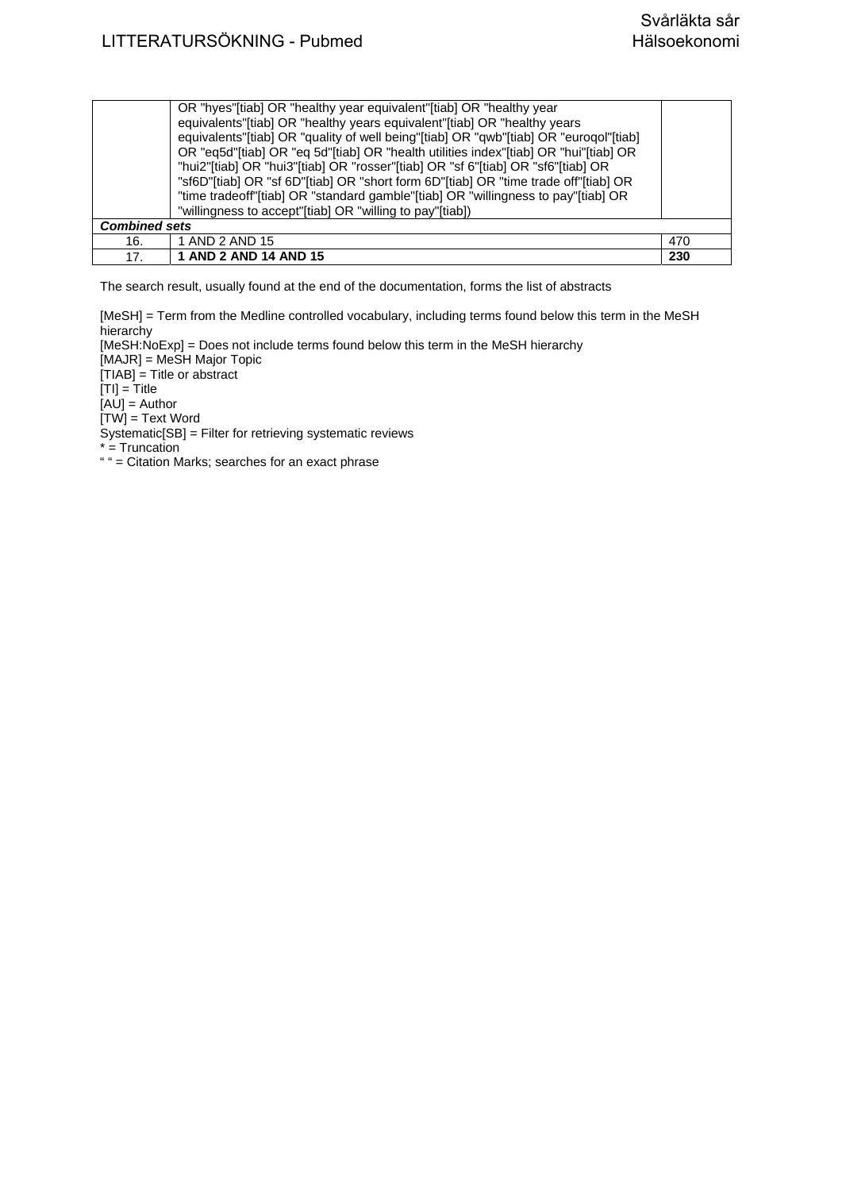| | | |
|---|---|---|
| | OR "hyes"[tiab] OR "healthy year equivalent"[tiab] OR "healthy year equivalents"[tiab] OR "healthy years equivalent"[tiab] OR "healthy years equivalents"[tiab] OR "quality of well being"[tiab] OR "qwb"[tiab] OR "euroqol"[tiab] OR "eq5d"[tiab] OR "eq 5d"[tiab] OR "health utilities index"[tiab] OR "hui"[tiab] OR "hui2"[tiab] OR "hui3"[tiab] OR "rosser"[tiab] OR "sf 6"[tiab] OR "sf6"[tiab] OR "sf6D"[tiab] OR "sf 6D"[tiab] OR "short form 6D"[tiab] OR "time trade off"[tiab] OR "time tradeoff"[tiab] OR "standard gamble"[tiab] OR "willingness to pay"[tiab] OR "willingness to accept"[tiab] OR "willing to pay"[tiab]) | |
| ***Combined sets*** | | |
| 16. | 1 AND 2 AND 15 | 470 |
| 17. | **1 AND 2 AND 14 AND 15** | **230** |

The search result, usually found at the end of the documentation, forms the list of abstracts

[MeSH] = Term from the Medline controlled vocabulary, including terms found below this term in the MeSH hierarchy
[MeSH:NoExp] = Does not include terms found below this term in the MeSH hierarchy
[MAJR] = MeSH Major Topic
[TIAB] = Title or abstract
[TI] = Title
[AU] = Author
[TW] = Text Word
Systematic[SB] = Filter for retrieving systematic reviews
* = Truncation
" " = Citation Marks; searches for an exact phrase